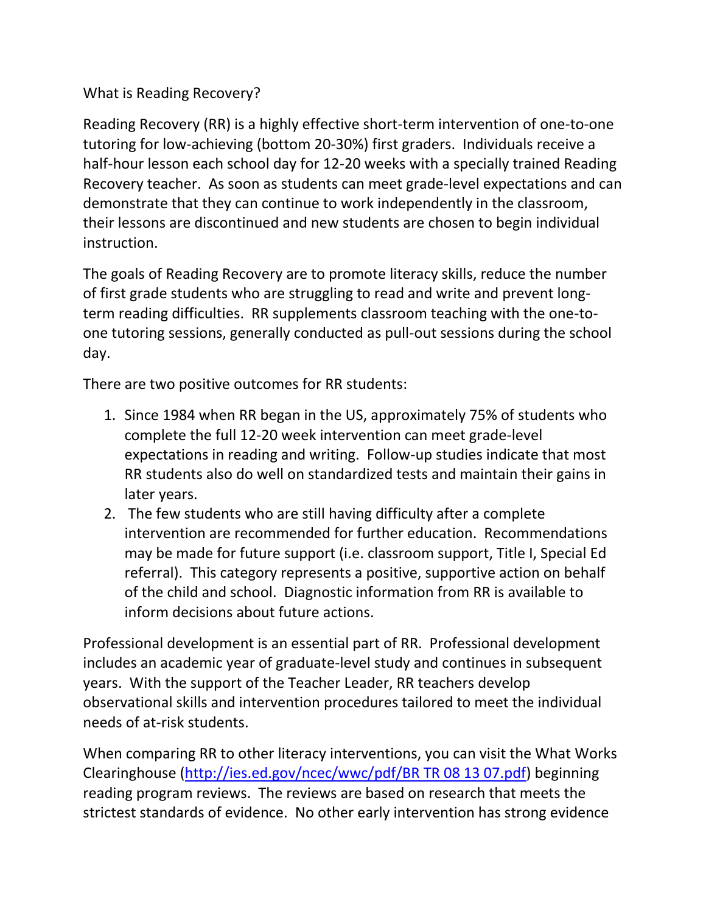# What is Reading Recovery?

Reading Recovery (RR) is a highly effective short-term intervention of one-to-one tutoring for low-achieving (bottom 20-30%) first graders. Individuals receive a half-hour lesson each school day for 12-20 weeks with a specially trained Reading Recovery teacher. As soon as students can meet grade-level expectations and can demonstrate that they can continue to work independently in the classroom, their lessons are discontinued and new students are chosen to begin individual instruction.

The goals of Reading Recovery are to promote literacy skills, reduce the number of first grade students who are struggling to read and write and prevent long-term reading difficulties. RR supplements classroom teaching with the one-to-one tutoring sessions, generally conducted as pull-out sessions during the school day.

There are two positive outcomes for RR students:

1. Since 1984 when RR began in the US, approximately 75% of students who complete the full 12-20 week intervention can meet grade-level expectations in reading and writing. Follow-up studies indicate that most RR students also do well on standardized tests and maintain their gains in later years.
2. The few students who are still having difficulty after a complete intervention are recommended for further education. Recommendations may be made for future support (i.e. classroom support, Title I, Special Ed referral). This category represents a positive, supportive action on behalf of the child and school. Diagnostic information from RR is available to inform decisions about future actions.

Professional development is an essential part of RR. Professional development includes an academic year of graduate-level study and continues in subsequent years. With the support of the Teacher Leader, RR teachers develop observational skills and intervention procedures tailored to meet the individual needs of at-risk students.

When comparing RR to other literacy interventions, you can visit the What Works Clearinghouse (http://ies.ed.gov/ncec/wwc/pdf/BR TR 08 13 07.pdf) beginning reading program reviews. The reviews are based on research that meets the strictest standards of evidence. No other early intervention has strong evidence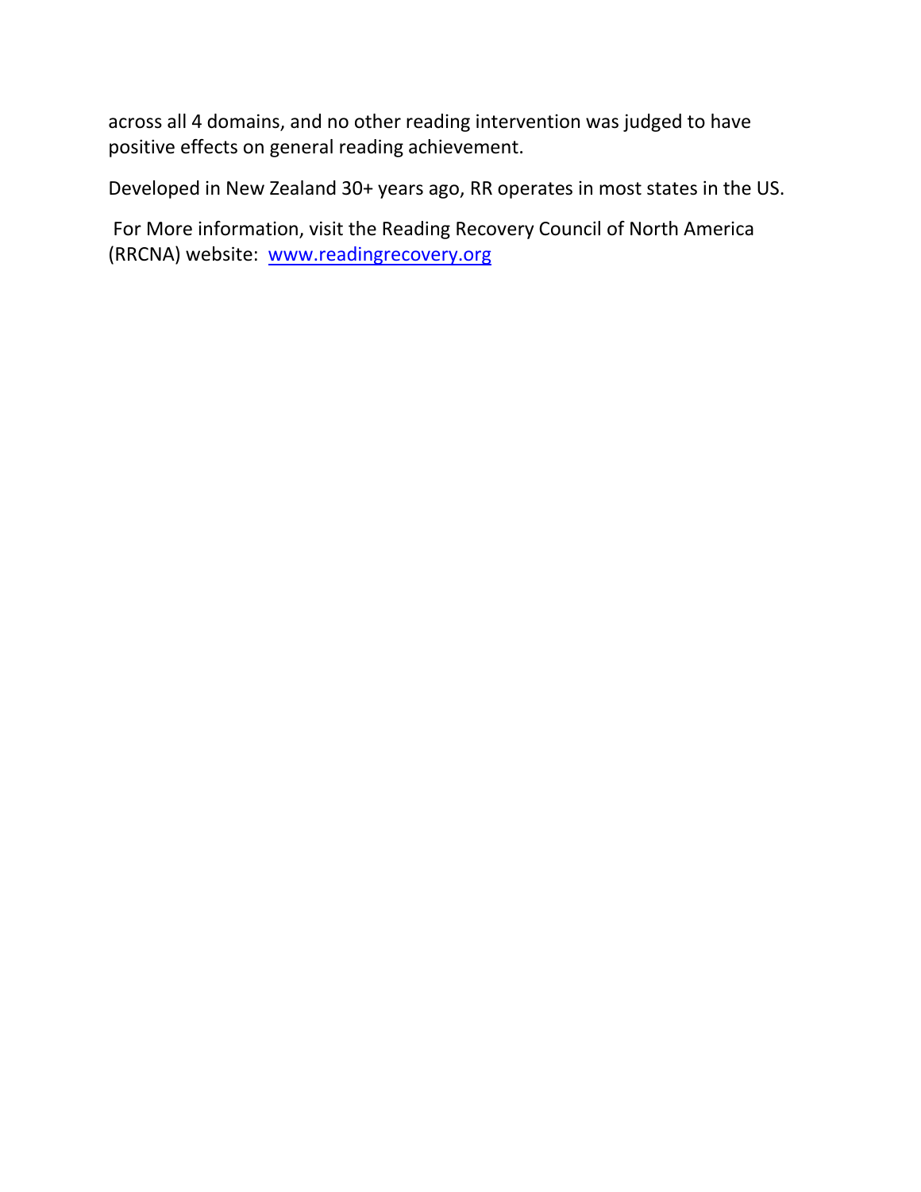across all 4 domains, and no other reading intervention was judged to have positive effects on general reading achievement.

Developed in New Zealand 30+ years ago, RR operates in most states in the US.

For More information, visit the Reading Recovery Council of North America (RRCNA) website: [www.readingrecovery.org](http://www.readingrecovery.org)